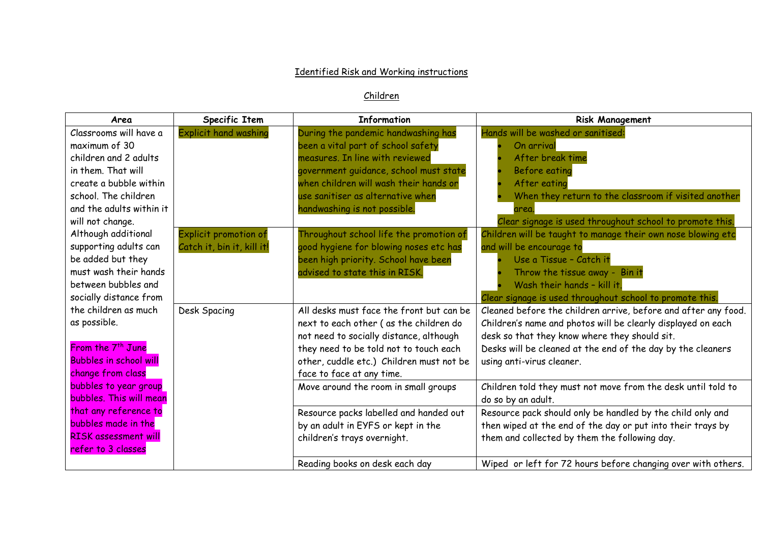# Identified Risk and Working instructions

## Children

| Area | Specific Item | Information | Risk Management |
|---|---|---|---|
| Classrooms will have a maximum of 30 children and 2 adults in them. That will create a bubble within school. The children and the adults within it will not change. Although additional supporting adults can be added but they must wash their hands between bubbles and socially distance from the children as much as possible.<br><br>From the 7th June Bubbles in school will change from class bubbles to year group bubbles. This will mean that any reference to bubbles made in the RISK assessment will refer to 3 classes | Explicit hand washing | During the pandemic handwashing has been a vital part of school safety measures. In line with reviewed government guidance, school must state when children will wash their hands or use sanitiser as alternative when handwashing is not possible. | Hands will be washed or sanitised:<br>• On arrival<br>• After break time<br>• Before eating<br>• After eating<br>• When they return to the classroom if visited another area.<br>Clear signage is used throughout school to promote this. |
| | Explicit promotion of Catch it, bin it, kill it! | Throughout school life the promotion of good hygiene for blowing noses etc has been high priority. School have been advised to state this in RISK. | Children will be taught to manage their own nose blowing etc and will be encourage to<br>• Use a Tissue – Catch it<br>• Throw the tissue away - Bin it<br>• Wash their hands – kill it.<br>Clear signage is used throughout school to promote this. |
| | Desk Spacing | All desks must face the front but can be next to each other ( as the children do not need to socially distance, although they need to be told not to touch each other, cuddle etc.) Children must not be face to face at any time. | Cleaned before the children arrive, before and after any food.<br>Children's name and photos will be clearly displayed on each desk so that they know where they should sit.<br>Desks will be cleaned at the end of the day by the cleaners using anti-virus cleaner. |
| | | Move around the room in small groups | Children told they must not move from the desk until told to do so by an adult. |
| | | Resource packs labelled and handed out by an adult in EYFS or kept in the children's trays overnight. | Resource pack should only be handled by the child only and then wiped at the end of the day or put into their trays by them and collected by them the following day. |
| | | Reading books on desk each day | Wiped or left for 72 hours before changing over with others. |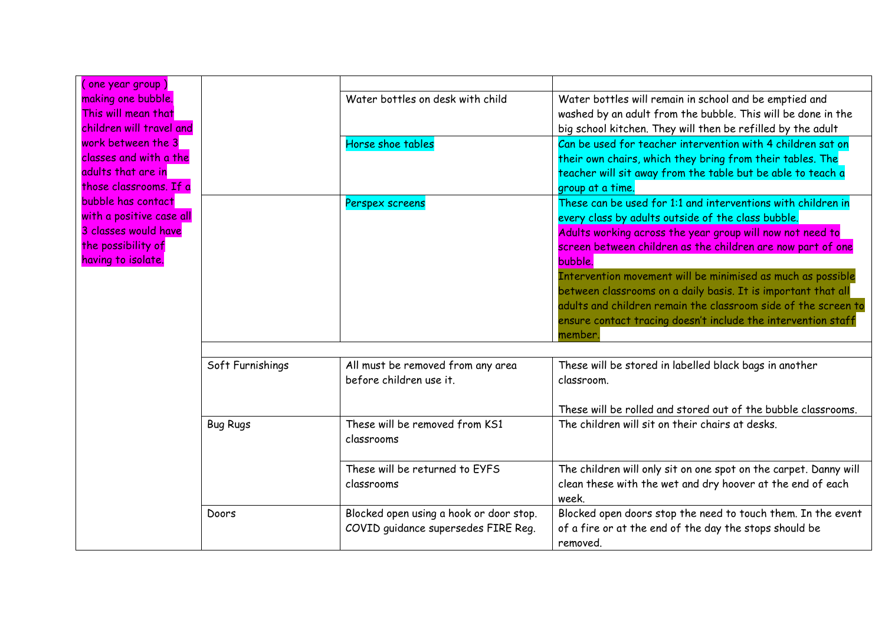| | | | |
|---|---|---|---|
| ( one year group ) making one bubble. This will mean that children will travel and work between the 3 classes and with a the adults that are in those classrooms. If a bubble has contact with a positive case all 3 classes would have the possibility of having to isolate. | | | |
| | | Water bottles on desk with child | Water bottles will remain in school and be emptied and washed by an adult from the bubble. This will be done in the big school kitchen. They will then be refilled by the adult |
| | | Horse shoe tables | Can be used for teacher intervention with 4 children sat on their own chairs, which they bring from their tables. The teacher will sit away from the table but be able to teach a group at a time. |
| | | Perspex screens | These can be used for 1:1 and interventions with children in every class by adults outside of the class bubble.<br>Adults working across the year group will now not need to screen between children as the children are now part of one bubble.<br>Intervention movement will be minimised as much as possible between classrooms on a daily basis. It is important that all adults and children remain the classroom side of the screen to ensure contact tracing doesn't include the intervention staff member. |
| | | | |
| | Soft Furnishings | All must be removed from any area before children use it. | These will be stored in labelled black bags in another classroom.<br><br>These will be rolled and stored out of the bubble classrooms. |
| | Bug Rugs | These will be removed from KS1 classrooms | The children will sit on their chairs at desks. |
| | | These will be returned to EYFS classrooms | The children will only sit on one spot on the carpet. Danny will clean these with the wet and dry hoover at the end of each week. |
| | Doors | Blocked open using a hook or door stop. COVID guidance supersedes FIRE Reg. | Blocked open doors stop the need to touch them. In the event of a fire or at the end of the day the stops should be removed. |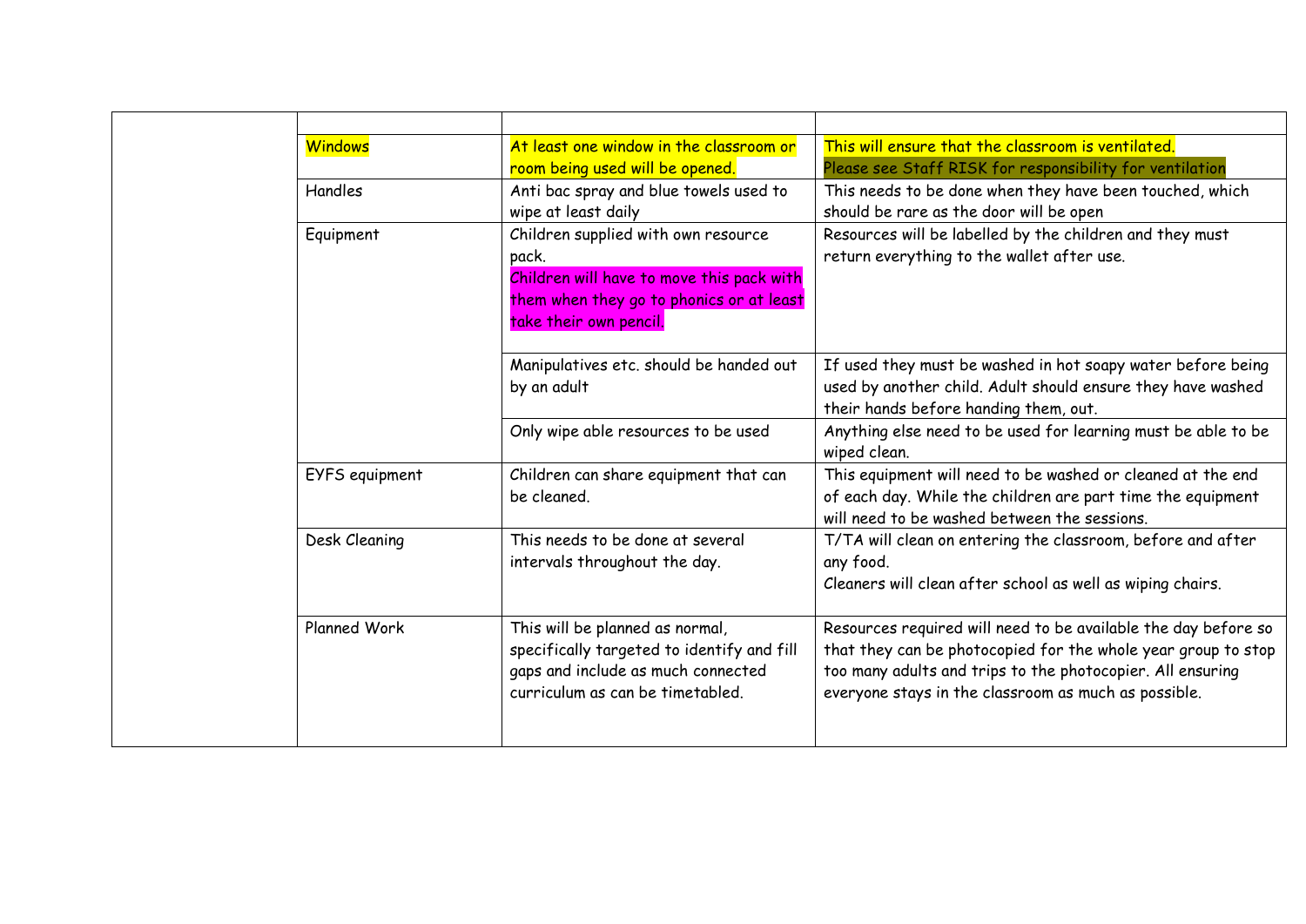| | | | |
|---|---|---|---|
| | Windows | At least one window in the classroom or room being used will be opened. | This will ensure that the classroom is ventilated.<br>Please see Staff RISK for responsibility for ventilation |
| | Handles | Anti bac spray and blue towels used to wipe at least daily | This needs to be done when they have been touched, which should be rare as the door will be open |
| | Equipment | Children supplied with own resource pack.<br>Children will have to move this pack with them when they go to phonics or at least take their own pencil. | Resources will be labelled by the children and they must return everything to the wallet after use. |
| | | Manipulatives etc. should be handed out by an adult | If used they must be washed in hot soapy water before being used by another child. Adult should ensure they have washed their hands before handing them, out. |
| | | Only wipe able resources to be used | Anything else need to be used for learning must be able to be wiped clean. |
| | EYFS equipment | Children can share equipment that can be cleaned. | This equipment will need to be washed or cleaned at the end of each day. While the children are part time the equipment will need to be washed between the sessions. |
| | Desk Cleaning | This needs to be done at several intervals throughout the day. | T/TA will clean on entering the classroom, before and after any food.<br>Cleaners will clean after school as well as wiping chairs. |
| | Planned Work | This will be planned as normal, specifically targeted to identify and fill gaps and include as much connected curriculum as can be timetabled. | Resources required will need to be available the day before so that they can be photocopied for the whole year group to stop too many adults and trips to the photocopier. All ensuring everyone stays in the classroom as much as possible. |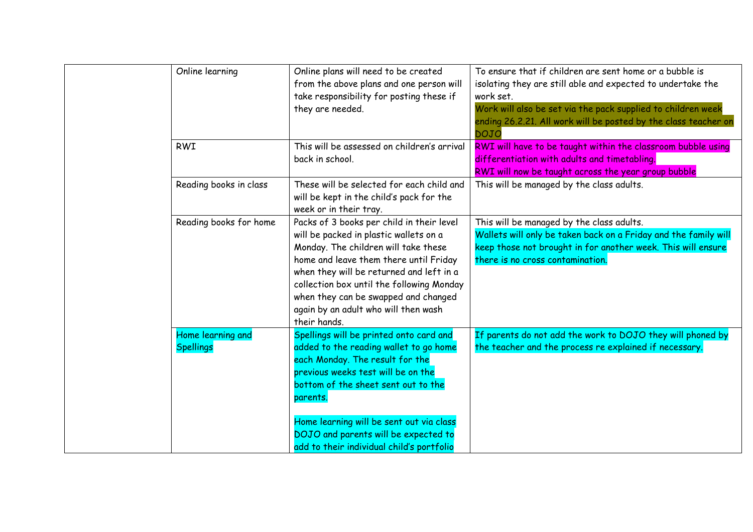| | | | |
|---|---|---|---|
| | Online learning | Online plans will need to be created from the above plans and one person will take responsibility for posting these if they are needed. | To ensure that if children are sent home or a bubble is isolating they are still able and expected to undertake the work set.<br>Work will also be set via the pack supplied to children week ending 26.2.21. All work will be posted by the class teacher on DOJO |
| | RWI | This will be assessed on children's arrival back in school. | RWI will have to be taught within the classroom bubble using differentiation with adults and timetabling.<br>RWI will now be taught across the year group bubble |
| | Reading books in class | These will be selected for each child and will be kept in the child's pack for the week or in their tray. | This will be managed by the class adults. |
| | Reading books for home | Packs of 3 books per child in their level will be packed in plastic wallets on a Monday. The children will take these home and leave them there until Friday when they will be returned and left in a collection box until the following Monday when they can be swapped and changed again by an adult who will then wash their hands. | This will be managed by the class adults.<br>Wallets will only be taken back on a Friday and the family will keep those not brought in for another week. This will ensure there is no cross contamination. |
| | Home learning and Spellings | Spellings will be printed onto card and added to the reading wallet to go home each Monday. The result for the previous weeks test will be on the bottom of the sheet sent out to the parents.<br><br>Home learning will be sent out via class DOJO and parents will be expected to add to their individual child's portfolio | If parents do not add the work to DOJO they will phoned by the teacher and the process re explained if necessary. |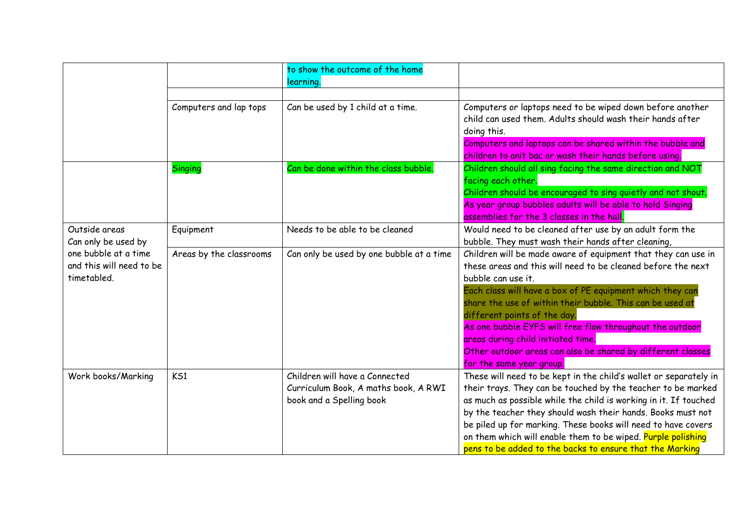| | | | |
|---|---|---|---|
| | | to show the outcome of the home learning. | |
| | | | |
| | Computers and lap tops | Can be used by 1 child at a time. | Computers or laptops need to be wiped down before another child can used them. Adults should wash their hands after doing this.<br>Computers and laptops can be shared within the bubble and children to anit bac or wash their hands before using. |
| | Singing | Can be done within the class bubble. | Children should all sing facing the same direction and NOT facing each other.<br>Children should be encouraged to sing quietly and not shout.<br>As year group bubbles adults will be able to hold Singing assemblies for the 3 classes in the hall. |
| Outside areas Can only be used by one bubble at a time and this will need to be timetabled. | Equipment | Needs to be able to be cleaned | Would need to be cleaned after use by an adult form the bubble. They must wash their hands after cleaning, |
| | Areas by the classrooms | Can only be used by one bubble at a time | Children will be made aware of equipment that they can use in these areas and this will need to be cleaned before the next bubble can use it.<br>Each class will have a box of PE equipment which they can share the use of within their bubble. This can be used at different points of the day.<br>As one bubble EYFS will free flow throughout the outdoor areas during child initiated time.<br>Other outdoor areas can also be shared by different classes for the same year group. |
| Work books/Marking | KS1 | Children will have a Connected Curriculum Book, A maths book, A RWI book and a Spelling book | These will need to be kept in the child's wallet or separately in their trays. They can be touched by the teacher to be marked as much as possible while the child is working in it. If touched by the teacher they should wash their hands. Books must not be piled up for marking. These books will need to have covers on them which will enable them to be wiped. Purple polishing pens to be added to the backs to ensure that the Marking |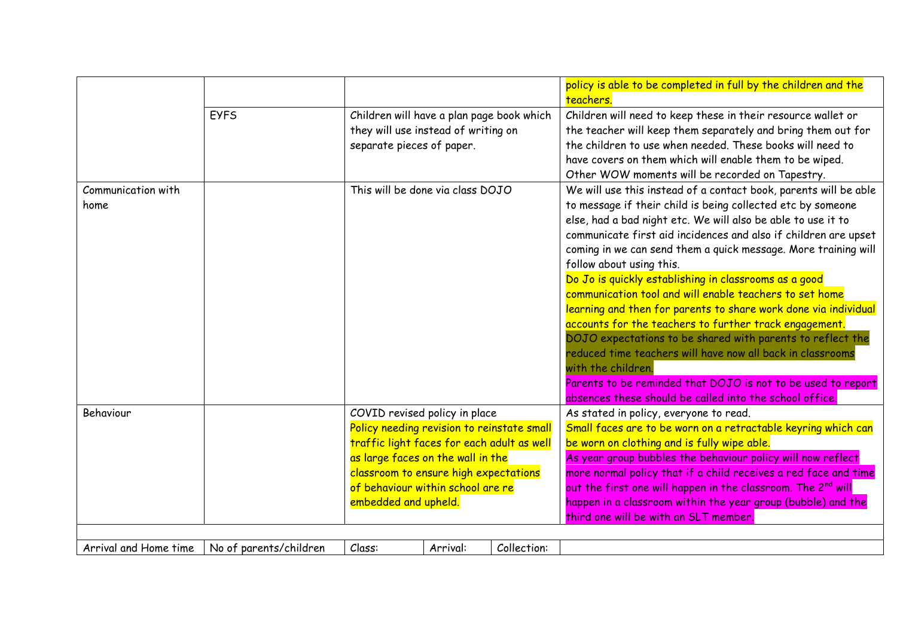| | | | | | |
|---|---|---|---|---|---|
| | | | | | policy is able to be completed in full by the children and the teachers. |
| | EYFS | Children will have a plan page book which they will use instead of writing on separate pieces of paper. | | | Children will need to keep these in their resource wallet or the teacher will keep them separately and bring them out for the children to use when needed. These books will need to have covers on them which will enable them to be wiped. Other WOW moments will be recorded on Tapestry. |
| Communication with home | | This will be done via class DOJO | | | We will use this instead of a contact book, parents will be able to message if their child is being collected etc by someone else, had a bad night etc. We will also be able to use it to communicate first aid incidences and also if children are upset coming in we can send them a quick message. More training will follow about using this. Do Jo is quickly establishing in classrooms as a good communication tool and will enable teachers to set home learning and then for parents to share work done via individual accounts for the teachers to further track engagement. DOJO expectations to be shared with parents to reflect the reduced time teachers will have now all back in classrooms with the children. Parents to be reminded that DOJO is not to be used to report absences these should be called into the school office. |
| Behaviour | | COVID revised policy in place Policy needing revision to reinstate small traffic light faces for each adult as well as large faces on the wall in the classroom to ensure high expectations of behaviour within school are re embedded and upheld. | | | As stated in policy, everyone to read. Small faces are to be worn on a retractable keyring which can be worn on clothing and is fully wipe able. As year group bubbles the behaviour policy will now reflect more normal policy that if a child receives a red face and time out the first one will happen in the classroom. The 2nd will happen in a classroom within the year group (bubble) and the third one will be with an SLT member. |
| | | | | | |
| Arrival and Home time | No of parents/children | Class: | Arrival: | Collection: | |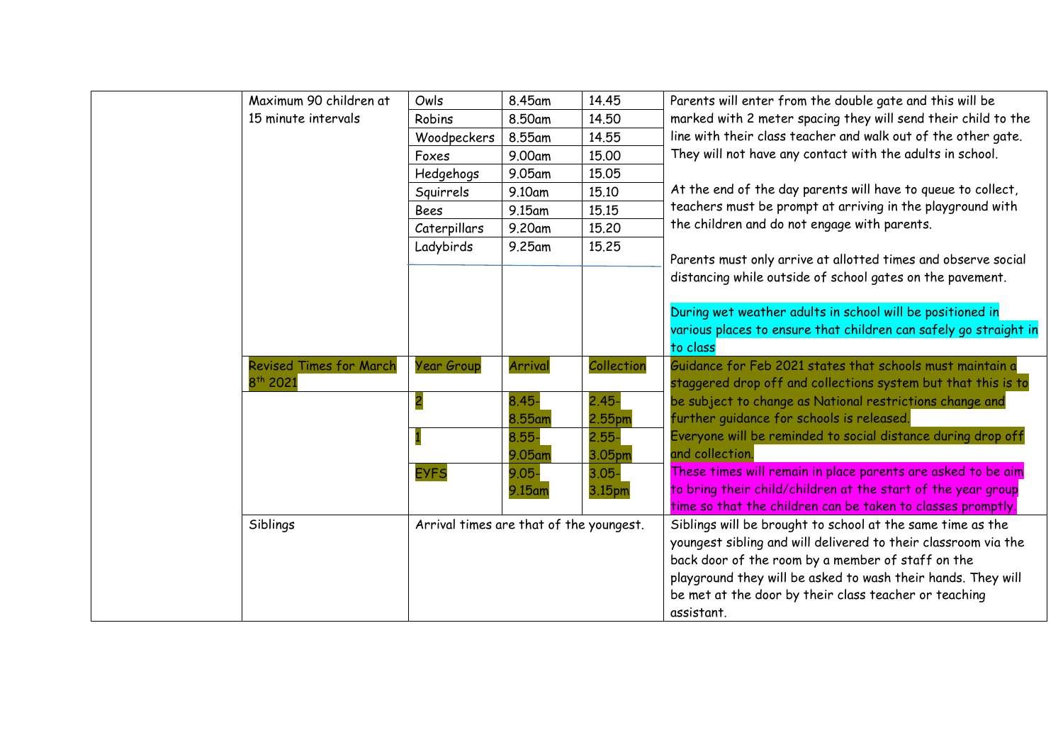| | | | | | |
|---|---|---|---|---|---|
| | Maximum 90 children at 15 minute intervals | Owls | 8.45am | 14.45 | Parents will enter from the double gate and this will be marked with 2 meter spacing they will send their child to the line with their class teacher and walk out of the other gate. They will not have any contact with the adults in school.<br><br>At the end of the day parents will have to queue to collect, teachers must be prompt at arriving in the playground with the children and do not engage with parents.<br><br>Parents must only arrive at allotted times and observe social distancing while outside of school gates on the pavement.<br><br>During wet weather adults in school will be positioned in various places to ensure that children can safely go straight in to class |
| | | Robins | 8.50am | 14.50 | |
| | | Woodpeckers | 8.55am | 14.55 | |
| | | Foxes | 9.00am | 15.00 | |
| | | Hedgehogs | 9.05am | 15.05 | |
| | | Squirrels | 9.10am | 15.10 | |
| | | Bees | 9.15am | 15.15 | |
| | | Caterpillars | 9.20am | 15.20 | |
| | | Ladybirds | 9.25am | 15.25 | |
| | Revised Times for March 8th 2021 | Year Group | Arrival | Collection | Guidance for Feb 2021 states that schools must maintain a staggered drop off and collections system but that this is to be subject to change as National restrictions change and further guidance for schools is released.<br>Everyone will be reminded to social distance during drop off and collection.<br>These times will remain in place parents are asked to be aim to bring their child/children at the start of the year group time so that the children can be taken to classes promptly. |
| | | 2 | 8.45-8.55am | 2.45-2.55pm | |
| | | 1 | 8.55-9.05am | 2.55-3.05pm | |
| | | EYFS | 9.05-9.15am | 3.05-3.15pm | |
| | Siblings | Arrival times are that of the youngest. | | | Siblings will be brought to school at the same time as the youngest sibling and will delivered to their classroom via the back door of the room by a member of staff on the playground they will be asked to wash their hands. They will be met at the door by their class teacher or teaching assistant. |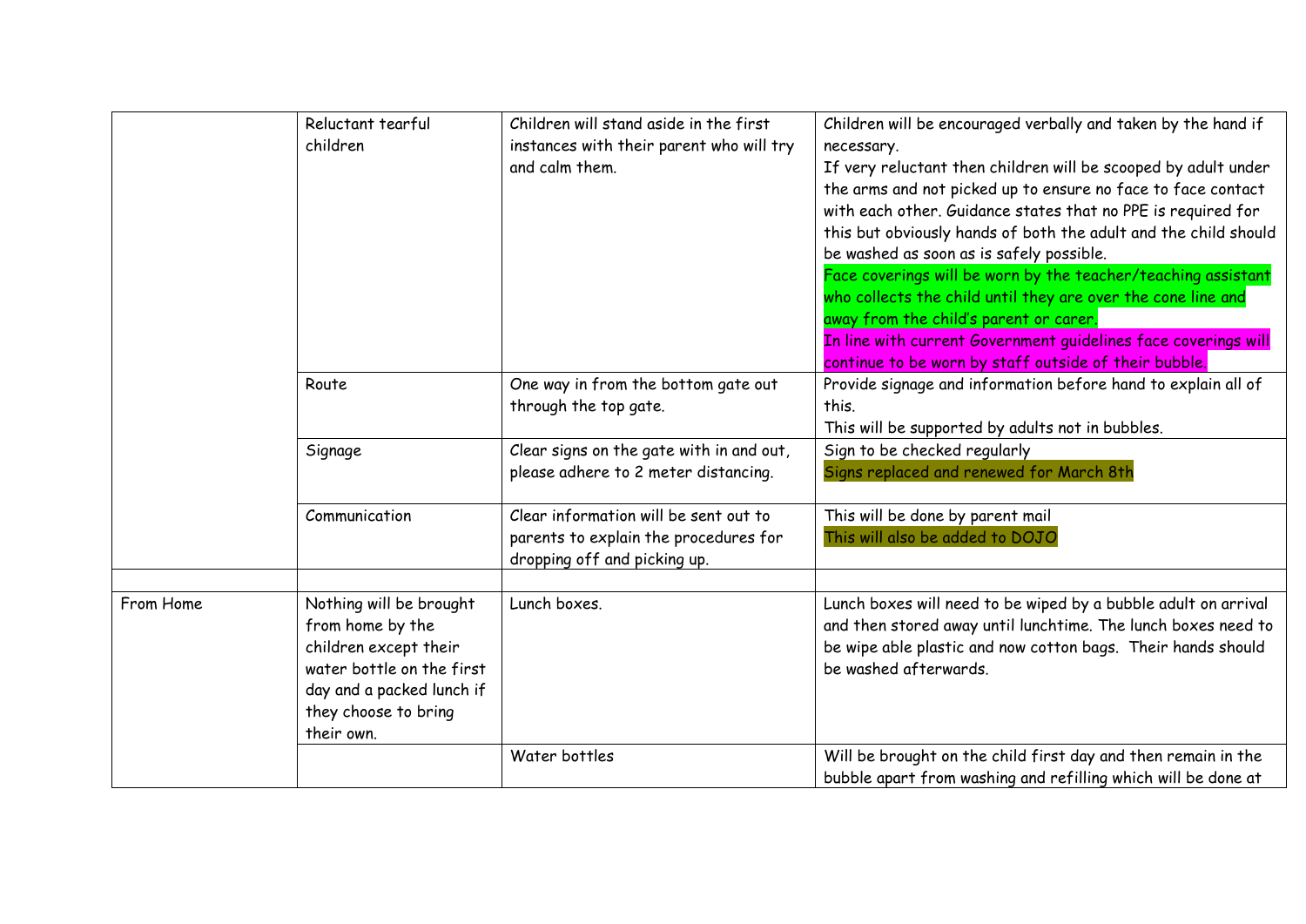| | | | |
|---|---|---|---|
| | Reluctant tearful children | Children will stand aside in the first instances with their parent who will try and calm them. | Children will be encouraged verbally and taken by the hand if necessary.<br>If very reluctant then children will be scooped by adult under the arms and not picked up to ensure no face to face contact with each other. Guidance states that no PPE is required for this but obviously hands of both the adult and the child should be washed as soon as is safely possible.<br>Face coverings will be worn by the teacher/teaching assistant who collects the child until they are over the cone line and away from the child's parent or carer.<br>In line with current Government guidelines face coverings will continue to be worn by staff outside of their bubble. |
| | Route | One way in from the bottom gate out through the top gate. | Provide signage and information before hand to explain all of this.<br>This will be supported by adults not in bubbles. |
| | Signage | Clear signs on the gate with in and out, please adhere to 2 meter distancing. | Sign to be checked regularly<br>Signs replaced and renewed for March 8th |
| | Communication | Clear information will be sent out to parents to explain the procedures for dropping off and picking up. | This will be done by parent mail<br>This will also be added to DOJO |
| | | | |
| From Home | Nothing will be brought from home by the children except their water bottle on the first day and a packed lunch if they choose to bring their own. | Lunch boxes. | Lunch boxes will need to be wiped by a bubble adult on arrival and then stored away until lunchtime. The lunch boxes need to be wipe able plastic and now cotton bags. Their hands should be washed afterwards. |
| | | Water bottles | Will be brought on the child first day and then remain in the bubble apart from washing and refilling which will be done at |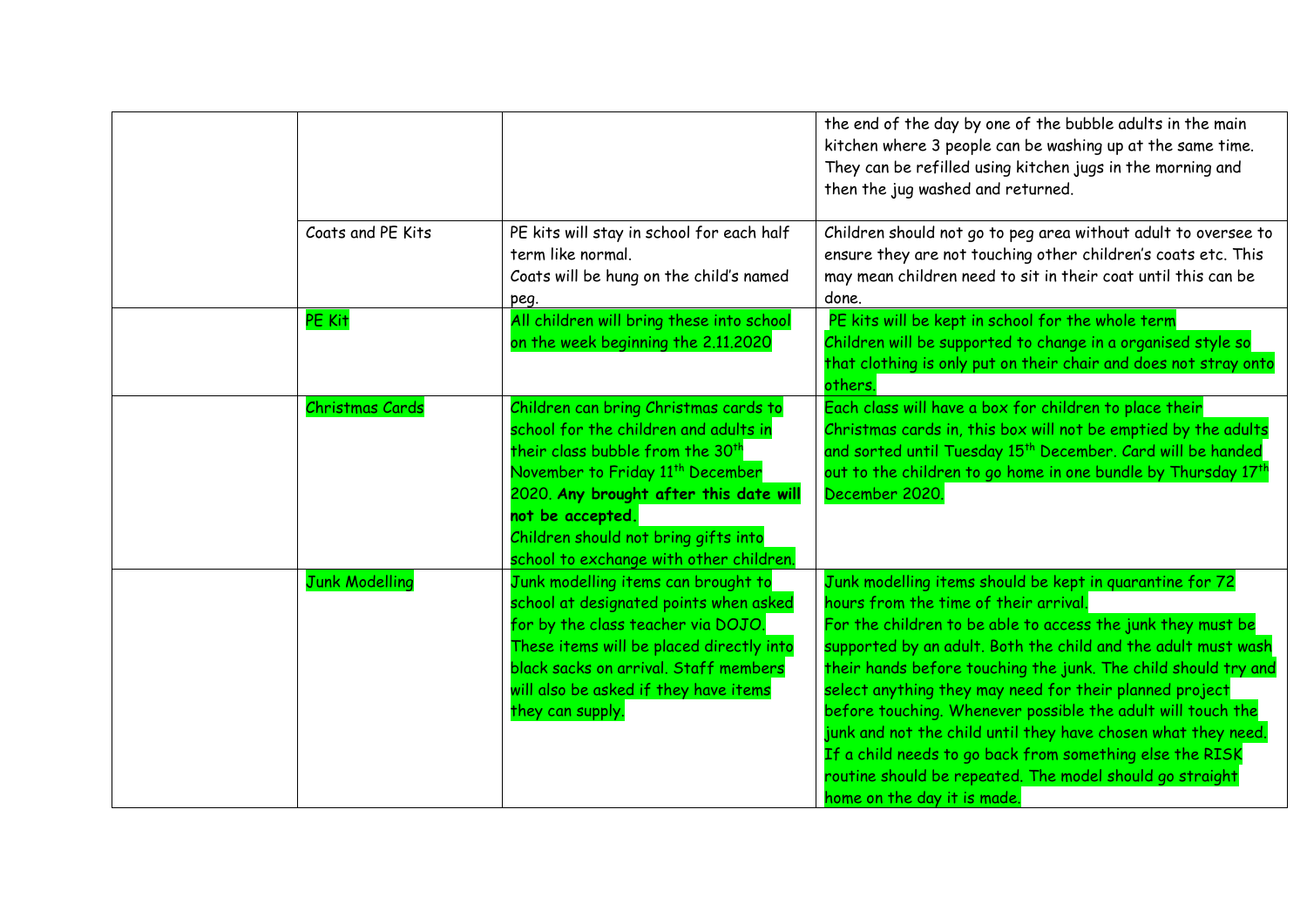| | | | |
|---|---|---|---|
| | | | the end of the day by one of the bubble adults in the main kitchen where 3 people can be washing up at the same time. They can be refilled using kitchen jugs in the morning and then the jug washed and returned. |
| | Coats and PE Kits | PE kits will stay in school for each half term like normal.<br>Coats will be hung on the child's named peg. | Children should not go to peg area without adult to oversee to ensure they are not touching other children's coats etc. This may mean children need to sit in their coat until this can be done. |
| | PE Kit | All children will bring these into school on the week beginning the 2.11,2020 | PE kits will be kept in school for the whole term<br>Children will be supported to change in a organised style so that clothing is only put on their chair and does not stray onto others. |
| | Christmas Cards | Children can bring Christmas cards to school for the children and adults in their class bubble from the 30th November to Friday 11th December 2020. **Any brought after this date will not be accepted.**<br>Children should not bring gifts into school to exchange with other children. | Each class will have a box for children to place their Christmas cards in, this box will not be emptied by the adults and sorted until Tuesday 15th December. Card will be handed out to the children to go home in one bundle by Thursday 17th December 2020. |
| | Junk Modelling | Junk modelling items can brought to school at designated points when asked for by the class teacher via DOJO. These items will be placed directly into black sacks on arrival. Staff members will also be asked if they have items they can supply. | Junk modelling items should be kept in quarantine for 72 hours from the time of their arrival.<br>For the children to be able to access the junk they must be supported by an adult. Both the child and the adult must wash their hands before touching the junk. The child should try and select anything they may need for their planned project before touching. Whenever possible the adult will touch the junk and not the child until they have chosen what they need. If a child needs to go back from something else the RISK routine should be repeated. The model should go straight home on the day it is made. |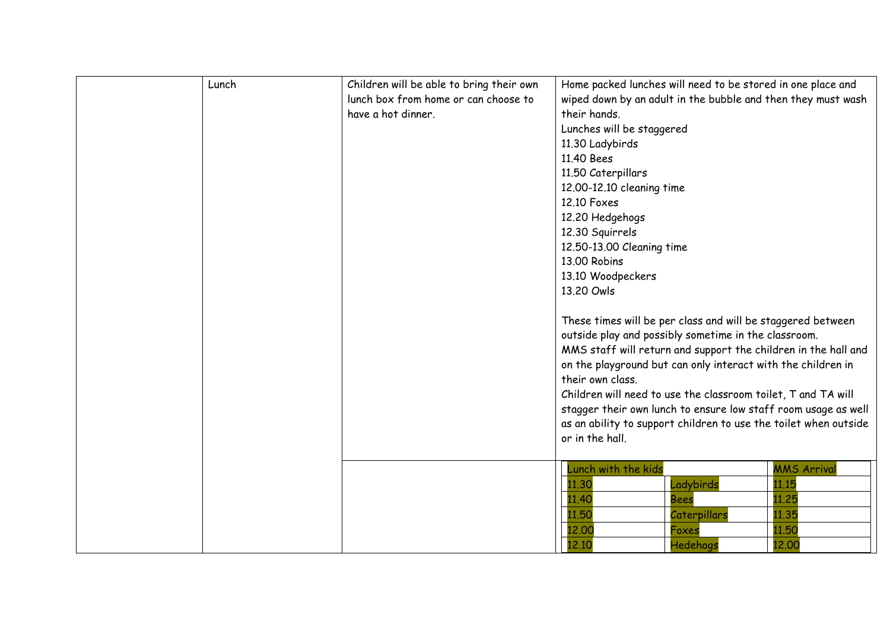| | | | |
|---|---|---|---|
| | Lunch | Children will be able to bring their own lunch box from home or can choose to have a hot dinner. | Home packed lunches will need to be stored in one place and wiped down by an adult in the bubble and then they must wash their hands.<br>Lunches will be staggered<br>11.30 Ladybirds<br>11.40 Bees<br>11.50 Caterpillars<br>12.00-12.10 cleaning time<br>12.10 Foxes<br>12.20 Hedgehogs<br>12.30 Squirrels<br>12.50-13.00 Cleaning time<br>13.00 Robins<br>13.10 Woodpeckers<br>13.20 Owls<br><br>These times will be per class and will be staggered between outside play and possibly sometime in the classroom.<br>MMS staff will return and support the children in the hall and on the playground but can only interact with the children in their own class.<br>Children will need to use the classroom toilet, T and TA will stagger their own lunch to ensure low staff room usage as well as an ability to support children to use the toilet when outside or in the hall. |
| | | | |

| Lunch with the kids | | MMS Arrival |
|---|---|---|
| 11.30 | Ladybirds | 11.15 |
| 11.40 | Bees | 11.25 |
| 11.50 | Caterpillars | 11.35 |
| 12.00 | Foxes | 11.50 |
| 12.10 | Hedehogs | 12.00 |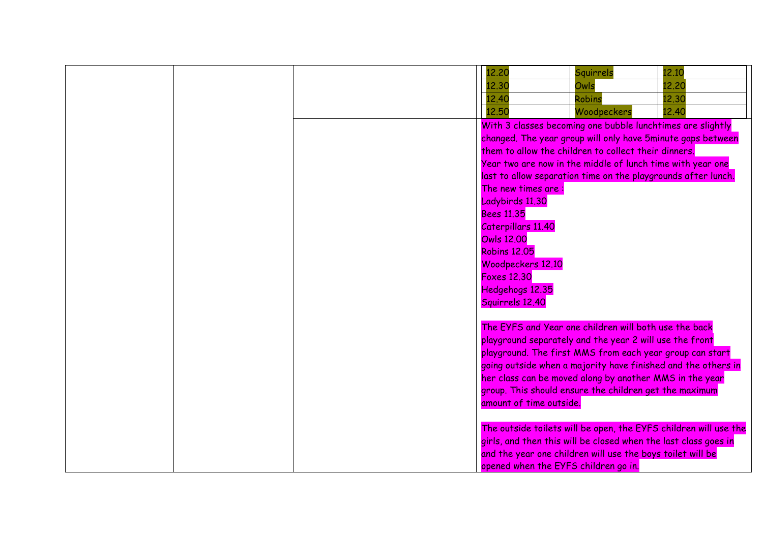| | | | | | |
|---|---|---|---|---|---|
| | | | 12.20 | Squirrels | 12.10 |
| | | | 12.30 | Owls | 12.20 |
| | | | 12.40 | Robins | 12.30 |
| | | | 12.50 | Woodpeckers | 12.40 |
| | | | With 3 classes becoming one bubble lunchtimes are slightly changed. The year group will only have 5minute gaps between them to allow the children to collect their dinners.<br>Year two are now in the middle of lunch time with year one last to allow separation time on the playgrounds after lunch.<br>The new times are :<br>Ladybirds 11.30<br>Bees 11.35<br>Caterpillars 11.40<br>Owls 12.00<br>Robins 12.05<br>Woodpeckers 12.10<br>Foxes 12.30<br>Hedgehogs 12.35<br>Squirrels 12.40<br><br>The EYFS and Year one children will both use the back playground separately and the year 2 will use the front playground. The first MMS from each year group can start going outside when a majority have finished and the others in her class can be moved along by another MMS in the year group. This should ensure the children get the maximum amount of time outside.<br><br>The outside toilets will be open, the EYFS children will use the girls, and then this will be closed when the last class goes in and the year one children will use the boys toilet will be opened when the EYFS children go in. | | |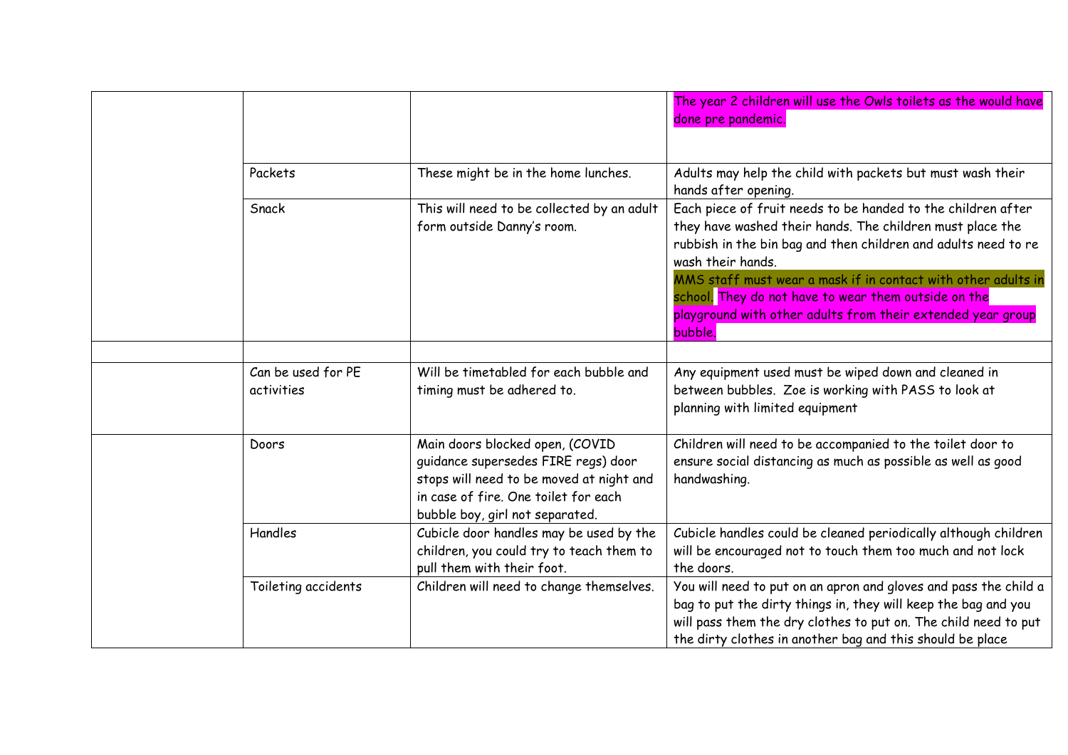| | | | |
|---|---|---|---|
| | | | The year 2 children will use the Owls toilets as the would have done pre pandemic. |
| | Packets | These might be in the home lunches. | Adults may help the child with packets but must wash their hands after opening. |
| | Snack | This will need to be collected by an adult form outside Danny's room. | Each piece of fruit needs to be handed to the children after they have washed their hands. The children must place the rubbish in the bin bag and then children and adults need to re wash their hands. MMS staff must wear a mask if in contact with other adults in school. They do not have to wear them outside on the playground with other adults from their extended year group bubble. |
| | | | |
| | Can be used for PE activities | Will be timetabled for each bubble and timing must be adhered to. | Any equipment used must be wiped down and cleaned in between bubbles. Zoe is working with PASS to look at planning with limited equipment |
| | Doors | Main doors blocked open, (COVID guidance supersedes FIRE regs) door stops will need to be moved at night and in case of fire. One toilet for each bubble boy, girl not separated. | Children will need to be accompanied to the toilet door to ensure social distancing as much as possible as well as good handwashing. |
| | Handles | Cubicle door handles may be used by the children, you could try to teach them to pull them with their foot. | Cubicle handles could be cleaned periodically although children will be encouraged not to touch them too much and not lock the doors. |
| | Toileting accidents | Children will need to change themselves. | You will need to put on an apron and gloves and pass the child a bag to put the dirty things in, they will keep the bag and you will pass them the dry clothes to put on. The child need to put the dirty clothes in another bag and this should be place |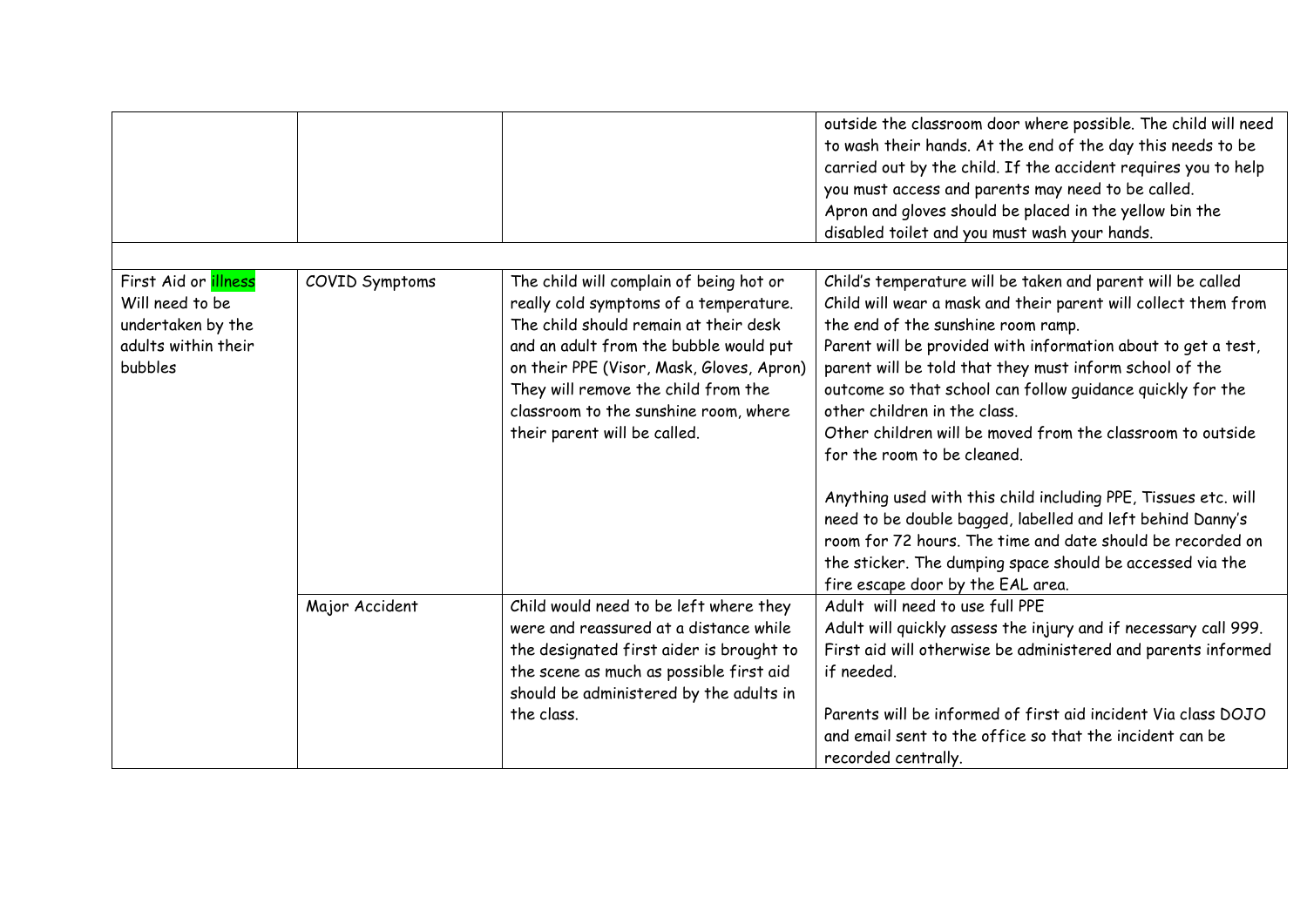| | | | |
|---|---|---|---|
| | | | outside the classroom door where possible. The child will need to wash their hands. At the end of the day this needs to be carried out by the child. If the accident requires you to help you must access and parents may need to be called.<br>Apron and gloves should be placed in the yellow bin the disabled toilet and you must wash your hands. |
| | | | |
| First Aid or illness Will need to be undertaken by the adults within their bubbles | COVID Symptoms | The child will complain of being hot or really cold symptoms of a temperature. The child should remain at their desk and an adult from the bubble would put on their PPE (Visor, Mask, Gloves, Apron) They will remove the child from the classroom to the sunshine room, where their parent will be called. | Child's temperature will be taken and parent will be called Child will wear a mask and their parent will collect them from the end of the sunshine room ramp.<br>Parent will be provided with information about to get a test, parent will be told that they must inform school of the outcome so that school can follow guidance quickly for the other children in the class.<br>Other children will be moved from the classroom to outside for the room to be cleaned.<br><br>Anything used with this child including PPE, Tissues etc. will need to be double bagged, labelled and left behind Danny's room for 72 hours. The time and date should be recorded on the sticker. The dumping space should be accessed via the fire escape door by the EAL area. |
| | Major Accident | Child would need to be left where they were and reassured at a distance while the designated first aider is brought to the scene as much as possible first aid should be administered by the adults in the class. | Adult will need to use full PPE<br>Adult will quickly assess the injury and if necessary call 999. First aid will otherwise be administered and parents informed if needed.<br><br>Parents will be informed of first aid incident Via class DOJO and email sent to the office so that the incident can be recorded centrally. |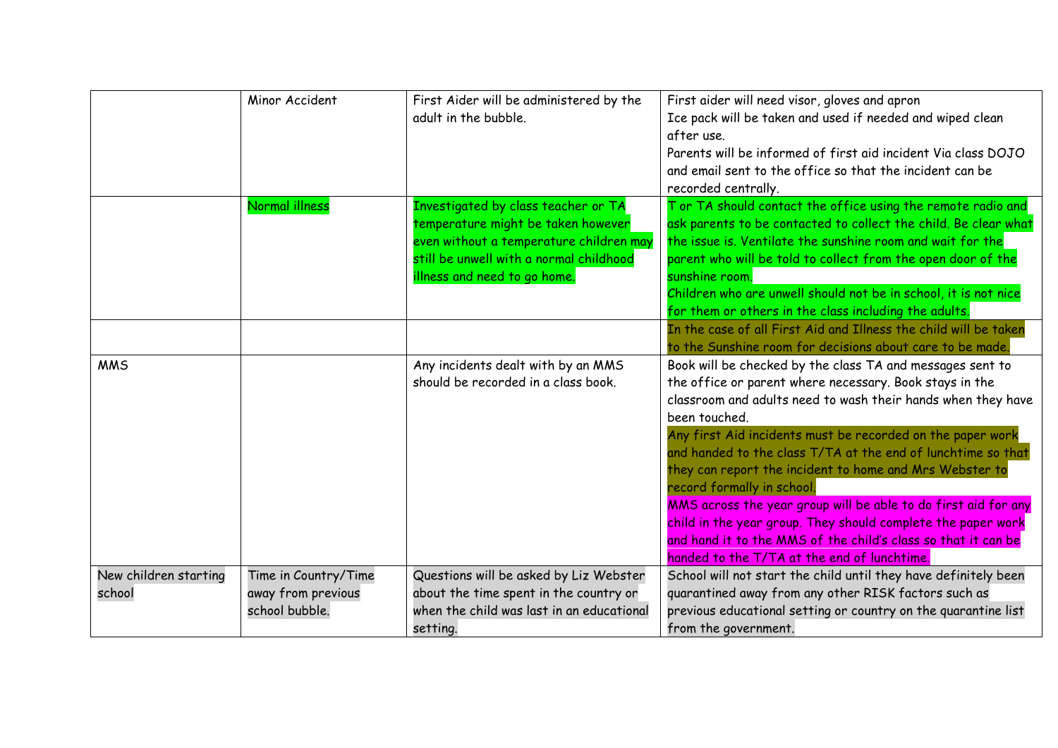|  |  |  |  |
|---|---|---|---|
|  | Minor Accident | First Aider will be administered by the adult in the bubble. | First aider will need visor, gloves and apron<br>Ice pack will be taken and used if needed and wiped clean after use.<br>Parents will be informed of first aid incident Via class DOJO and email sent to the office so that the incident can be recorded centrally. |
|  | Normal illness | Investigated by class teacher or TA temperature might be taken however even without a temperature children may still be unwell with a normal childhood illness and need to go home. | T or TA should contact the office using the remote radio and ask parents to be contacted to collect the child. Be clear what the issue is. Ventilate the sunshine room and wait for the parent who will be told to collect from the open door of the sunshine room.<br>Children who are unwell should not be in school, it is not nice for them or others in the class including the adults. |
|  |  |  | In the case of all First Aid and Illness the child will be taken to the Sunshine room for decisions about care to be made. |
| MMS |  | Any incidents dealt with by an MMS should be recorded in a class book. | Book will be checked by the class TA and messages sent to the office or parent where necessary. Book stays in the classroom and adults need to wash their hands when they have been touched.<br>Any first Aid incidents must be recorded on the paper work and handed to the class T/TA at the end of lunchtime so that they can report the incident to home and Mrs Webster to record formally in school.<br>MMS across the year group will be able to do first aid for any child in the year group. They should complete the paper work and hand it to the MMS of the child's class so that it can be handed to the T/TA at the end of lunchtime. |
| New children starting school | Time in Country/Time away from previous school bubble. | Questions will be asked by Liz Webster about the time spent in the country or when the child was last in an educational setting. | School will not start the child until they have definitely been quarantined away from any other RISK factors such as previous educational setting or country on the quarantine list from the government. |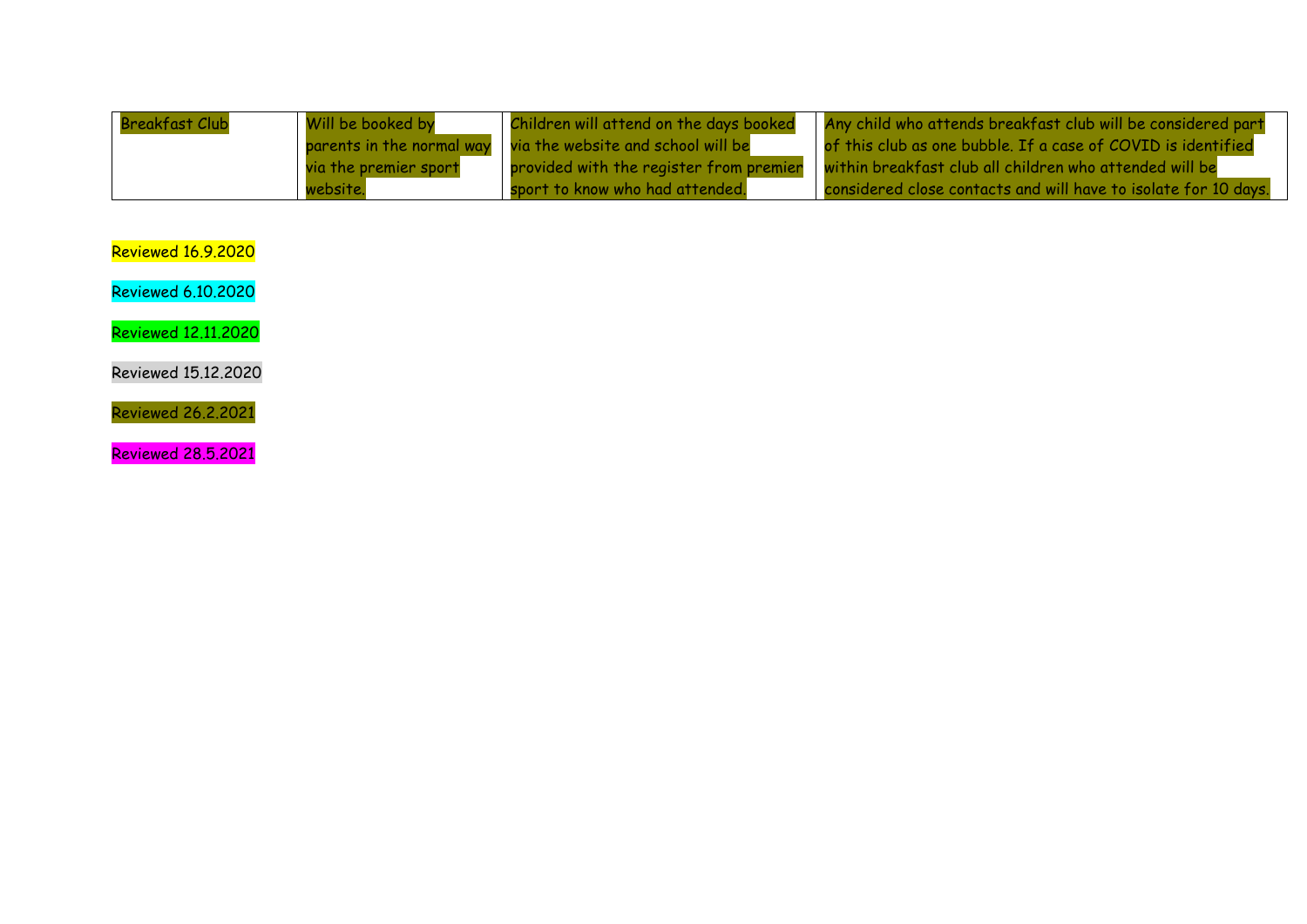| | | | |
|---|---|---|---|
| Breakfast Club | Will be booked by parents in the normal way via the premier sport website. | Children will attend on the days booked via the website and school will be provided with the register from premier sport to know who had attended. | Any child who attends breakfast club will be considered part of this club as one bubble. If a case of COVID is identified within breakfast club all children who attended will be considered close contacts and will have to isolate for 10 days. |

Reviewed 16.9.2020

Reviewed 6.10.2020

Reviewed 12.11.2020

Reviewed 15.12.2020

Reviewed 26.2.2021

Reviewed 28.5.2021